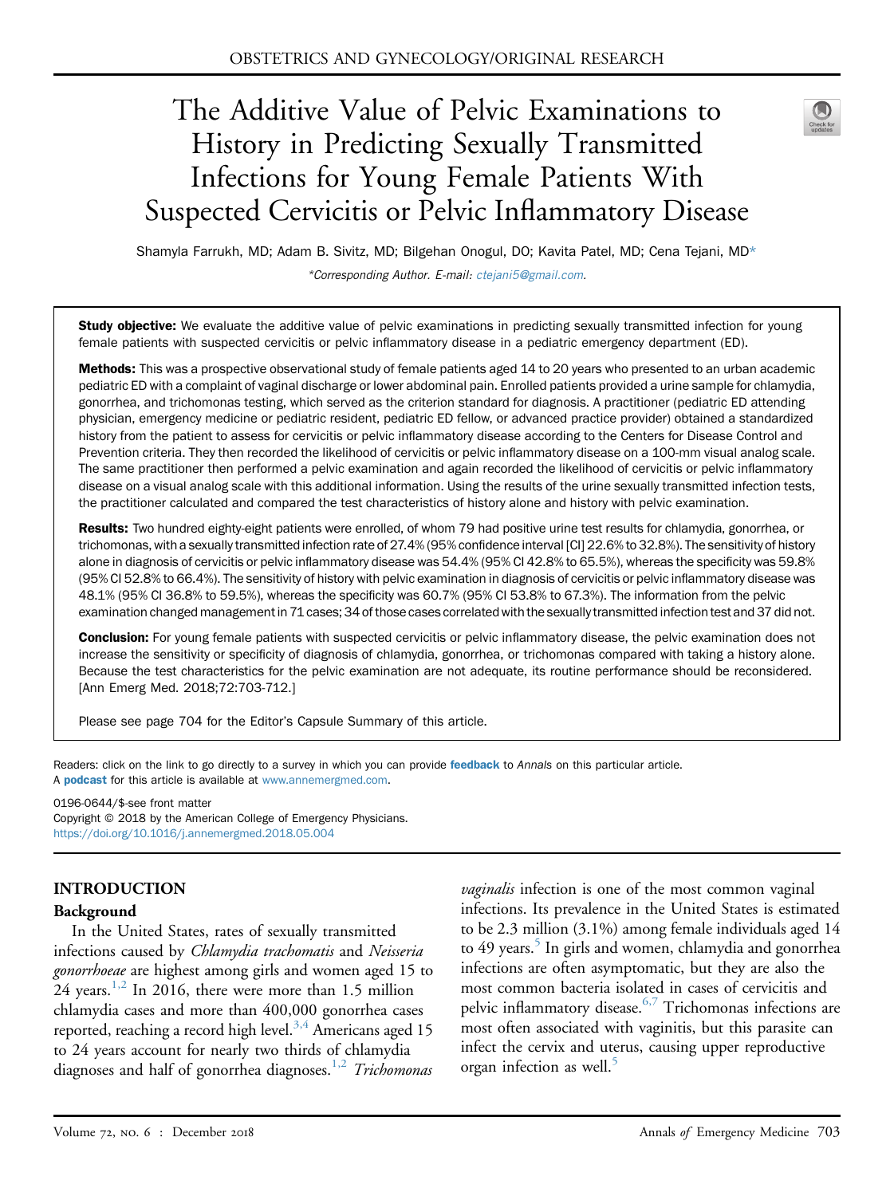# The Additive Value of Pelvic Examinations to History in Predicting Sexually Transmitted Infections for Young Female Patients With Suspected Cervicitis or Pelvic Inflammatory Disease

Shamyla Farrukh, MD; Adam B. Sivitz, MD; Bilgehan Onogul, DO; Kavita Patel, MD; Cena Tejani, MD*

*Corresponding Author. E-mail: ctejani5@gmail.com.

**Study objective:** We evaluate the additive value of pelvic examinations in predicting sexually transmitted infection for young female patients with suspected cervicitis or pelvic inflammatory disease in a pediatric emergency department (ED).

**Methods:** This was a prospective observational study of female patients aged 14 to 20 years who presented to an urban academic pediatric ED with a complaint of vaginal discharge or lower abdominal pain. Enrolled patients provided a urine sample for chlamydia, gonorrhea, and trichomonas testing, which served as the criterion standard for diagnosis. A practitioner (pediatric ED attending physician, emergency medicine or pediatric resident, pediatric ED fellow, or advanced practice provider) obtained a standardized history from the patient to assess for cervicitis or pelvic inflammatory disease according to the Centers for Disease Control and Prevention criteria. They then recorded the likelihood of cervicitis or pelvic inflammatory disease on a 100-mm visual analog scale. The same practitioner then performed a pelvic examination and again recorded the likelihood of cervicitis or pelvic inflammatory disease on a visual analog scale with this additional information. Using the results of the urine sexually transmitted infection tests, the practitioner calculated and compared the test characteristics of history alone and history with pelvic examination.

**Results:** Two hundred eighty-eight patients were enrolled, of whom 79 had positive urine test results for chlamydia, gonorrhea, or trichomonas, with a sexually transmitted infection rate of 27.4% (95% confidence interval [CI] 22.6% to 32.8%). The sensitivity of history alone in diagnosis of cervicitis or pelvic inflammatory disease was 54.4% (95% CI 42.8% to 65.5%), whereas the specificity was 59.8% (95% CI 52.8% to 66.4%). The sensitivity of history with pelvic examination in diagnosis of cervicitis or pelvic inflammatory disease was 48.1% (95% CI 36.8% to 59.5%), whereas the specificity was 60.7% (95% CI 53.8% to 67.3%). The information from the pelvic examination changed management in 71 cases; 34 of those cases correlated with the sexually transmitted infection test and 37 did not.

**Conclusion:** For young female patients with suspected cervicitis or pelvic inflammatory disease, the pelvic examination does not increase the sensitivity or specificity of diagnosis of chlamydia, gonorrhea, or trichomonas compared with taking a history alone. Because the test characteristics for the pelvic examination are not adequate, its routine performance should be reconsidered. [Ann Emerg Med. 2018;72:703-712.]

Please see page 704 for the Editor's Capsule Summary of this article.

Readers: click on the link to go directly to a survey in which you can provide **feedback** to *Annals* on this particular article.
A **podcast** for this article is available at www.annemergmed.com.

0196-0644/$-see front matter
Copyright © 2018 by the American College of Emergency Physicians.
https://doi.org/10.1016/j.annemergmed.2018.05.004

## INTRODUCTION

### Background

In the United States, rates of sexually transmitted infections caused by *Chlamydia trachomatis* and *Neisseria gonorrhoeae* are highest among girls and women aged 15 to 24 years.[1,2] In 2016, there were more than 1.5 million chlamydia cases and more than 400,000 gonorrhea cases reported, reaching a record high level.[3,4] Americans aged 15 to 24 years account for nearly two thirds of chlamydia diagnoses and half of gonorrhea diagnoses.[1,2] *Trichomonas vaginalis* infection is one of the most common vaginal infections. Its prevalence in the United States is estimated to be 2.3 million (3.1%) among female individuals aged 14 to 49 years.[5] In girls and women, chlamydia and gonorrhea infections are often asymptomatic, but they are also the most common bacteria isolated in cases of cervicitis and pelvic inflammatory disease.[6,7] Trichomonas infections are most often associated with vaginitis, but this parasite can infect the cervix and uterus, causing upper reproductive organ infection as well.[5]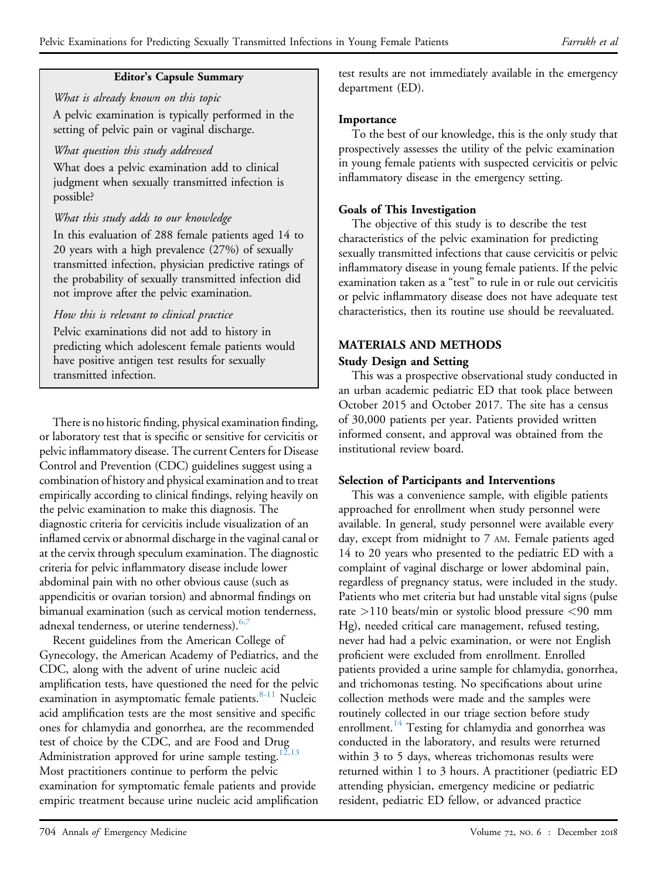**Editor's Capsule Summary**

*What is already known on this topic*

A pelvic examination is typically performed in the setting of pelvic pain or vaginal discharge.

*What question this study addressed*

What does a pelvic examination add to clinical judgment when sexually transmitted infection is possible?

*What this study adds to our knowledge*

In this evaluation of 288 female patients aged 14 to 20 years with a high prevalence (27%) of sexually transmitted infection, physician predictive ratings of the probability of sexually transmitted infection did not improve after the pelvic examination.

*How this is relevant to clinical practice*

Pelvic examinations did not add to history in predicting which adolescent female patients would have positive antigen test results for sexually transmitted infection.

There is no historic finding, physical examination finding, or laboratory test that is specific or sensitive for cervicitis or pelvic inflammatory disease. The current Centers for Disease Control and Prevention (CDC) guidelines suggest using a combination of history and physical examination and to treat empirically according to clinical findings, relying heavily on the pelvic examination to make this diagnosis. The diagnostic criteria for cervicitis include visualization of an inflamed cervix or abnormal discharge in the vaginal canal or at the cervix through speculum examination. The diagnostic criteria for pelvic inflammatory disease include lower abdominal pain with no other obvious cause (such as appendicitis or ovarian torsion) and abnormal findings on bimanual examination (such as cervical motion tenderness, adnexal tenderness, or uterine tenderness).[6,7]

Recent guidelines from the American College of Gynecology, the American Academy of Pediatrics, and the CDC, along with the advent of urine nucleic acid amplification tests, have questioned the need for the pelvic examination in asymptomatic female patients.[8-11] Nucleic acid amplification tests are the most sensitive and specific ones for chlamydia and gonorrhea, are the recommended test of choice by the CDC, and are Food and Drug Administration approved for urine sample testing.[12,13] Most practitioners continue to perform the pelvic examination for symptomatic female patients and provide empiric treatment because urine nucleic acid amplification test results are not immediately available in the emergency department (ED).

### Importance

To the best of our knowledge, this is the only study that prospectively assesses the utility of the pelvic examination in young female patients with suspected cervicitis or pelvic inflammatory disease in the emergency setting.

### Goals of This Investigation

The objective of this study is to describe the test characteristics of the pelvic examination for predicting sexually transmitted infections that cause cervicitis or pelvic inflammatory disease in young female patients. If the pelvic examination taken as a "test" to rule in or rule out cervicitis or pelvic inflammatory disease does not have adequate test characteristics, then its routine use should be reevaluated.

## MATERIALS AND METHODS

### Study Design and Setting

This was a prospective observational study conducted in an urban academic pediatric ED that took place between October 2015 and October 2017. The site has a census of 30,000 patients per year. Patients provided written informed consent, and approval was obtained from the institutional review board.

### Selection of Participants and Interventions

This was a convenience sample, with eligible patients approached for enrollment when study personnel were available. In general, study personnel were available every day, except from midnight to 7 AM. Female patients aged 14 to 20 years who presented to the pediatric ED with a complaint of vaginal discharge or lower abdominal pain, regardless of pregnancy status, were included in the study. Patients who met criteria but had unstable vital signs (pulse rate >110 beats/min or systolic blood pressure <90 mm Hg), needed critical care management, refused testing, never had had a pelvic examination, or were not English proficient were excluded from enrollment. Enrolled patients provided a urine sample for chlamydia, gonorrhea, and trichomonas testing. No specifications about urine collection methods were made and the samples were routinely collected in our triage section before study enrollment.[14] Testing for chlamydia and gonorrhea was conducted in the laboratory, and results were returned within 3 to 5 days, whereas trichomonas results were returned within 1 to 3 hours. A practitioner (pediatric ED attending physician, emergency medicine or pediatric resident, pediatric ED fellow, or advanced practice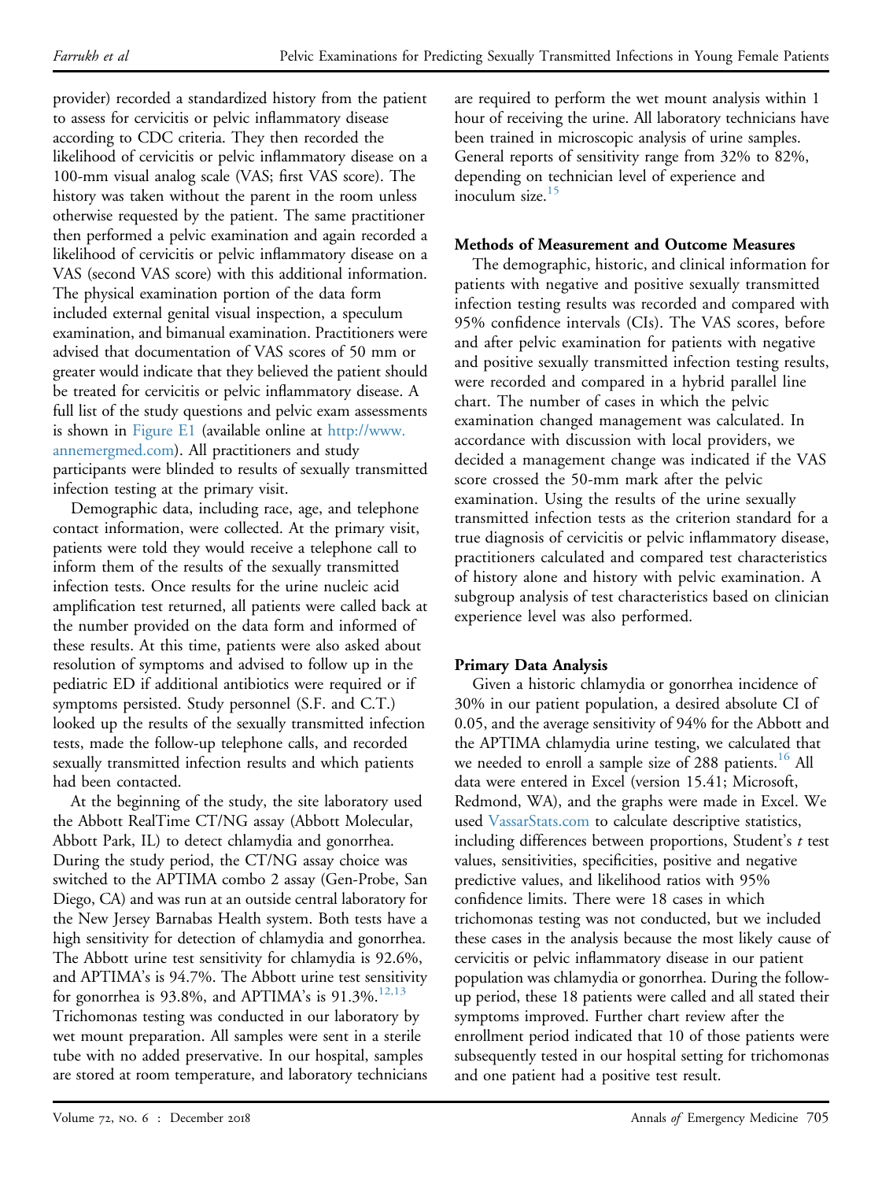provider) recorded a standardized history from the patient to assess for cervicitis or pelvic inflammatory disease according to CDC criteria. They then recorded the likelihood of cervicitis or pelvic inflammatory disease on a 100-mm visual analog scale (VAS; first VAS score). The history was taken without the parent in the room unless otherwise requested by the patient. The same practitioner then performed a pelvic examination and again recorded a likelihood of cervicitis or pelvic inflammatory disease on a VAS (second VAS score) with this additional information. The physical examination portion of the data form included external genital visual inspection, a speculum examination, and bimanual examination. Practitioners were advised that documentation of VAS scores of 50 mm or greater would indicate that they believed the patient should be treated for cervicitis or pelvic inflammatory disease. A full list of the study questions and pelvic exam assessments is shown in Figure E1 (available online at http://www.annemergmed.com). All practitioners and study participants were blinded to results of sexually transmitted infection testing at the primary visit.

Demographic data, including race, age, and telephone contact information, were collected. At the primary visit, patients were told they would receive a telephone call to inform them of the results of the sexually transmitted infection tests. Once results for the urine nucleic acid amplification test returned, all patients were called back at the number provided on the data form and informed of these results. At this time, patients were also asked about resolution of symptoms and advised to follow up in the pediatric ED if additional antibiotics were required or if symptoms persisted. Study personnel (S.F. and C.T.) looked up the results of the sexually transmitted infection tests, made the follow-up telephone calls, and recorded sexually transmitted infection results and which patients had been contacted.

At the beginning of the study, the site laboratory used the Abbott RealTime CT/NG assay (Abbott Molecular, Abbott Park, IL) to detect chlamydia and gonorrhea. During the study period, the CT/NG assay choice was switched to the APTIMA combo 2 assay (Gen-Probe, San Diego, CA) and was run at an outside central laboratory for the New Jersey Barnabas Health system. Both tests have a high sensitivity for detection of chlamydia and gonorrhea. The Abbott urine test sensitivity for chlamydia is 92.6%, and APTIMA's is 94.7%. The Abbott urine test sensitivity for gonorrhea is 93.8%, and APTIMA's is 91.3%.[12,13] Trichomonas testing was conducted in our laboratory by wet mount preparation. All samples were sent in a sterile tube with no added preservative. In our hospital, samples are stored at room temperature, and laboratory technicians are required to perform the wet mount analysis within 1 hour of receiving the urine. All laboratory technicians have been trained in microscopic analysis of urine samples. General reports of sensitivity range from 32% to 82%, depending on technician level of experience and inoculum size.[15]

### Methods of Measurement and Outcome Measures

The demographic, historic, and clinical information for patients with negative and positive sexually transmitted infection testing results was recorded and compared with 95% confidence intervals (CIs). The VAS scores, before and after pelvic examination for patients with negative and positive sexually transmitted infection testing results, were recorded and compared in a hybrid parallel line chart. The number of cases in which the pelvic examination changed management was calculated. In accordance with discussion with local providers, we decided a management change was indicated if the VAS score crossed the 50-mm mark after the pelvic examination. Using the results of the urine sexually transmitted infection tests as the criterion standard for a true diagnosis of cervicitis or pelvic inflammatory disease, practitioners calculated and compared test characteristics of history alone and history with pelvic examination. A subgroup analysis of test characteristics based on clinician experience level was also performed.

### Primary Data Analysis

Given a historic chlamydia or gonorrhea incidence of 30% in our patient population, a desired absolute CI of 0.05, and the average sensitivity of 94% for the Abbott and the APTIMA chlamydia urine testing, we calculated that we needed to enroll a sample size of 288 patients.[16] All data were entered in Excel (version 15.41; Microsoft, Redmond, WA), and the graphs were made in Excel. We used VassarStats.com to calculate descriptive statistics, including differences between proportions, Student's *t* test values, sensitivities, specificities, positive and negative predictive values, and likelihood ratios with 95% confidence limits. There were 18 cases in which trichomonas testing was not conducted, but we included these cases in the analysis because the most likely cause of cervicitis or pelvic inflammatory disease in our patient population was chlamydia or gonorrhea. During the follow-up period, these 18 patients were called and all stated their symptoms improved. Further chart review after the enrollment period indicated that 10 of those patients were subsequently tested in our hospital setting for trichomonas and one patient had a positive test result.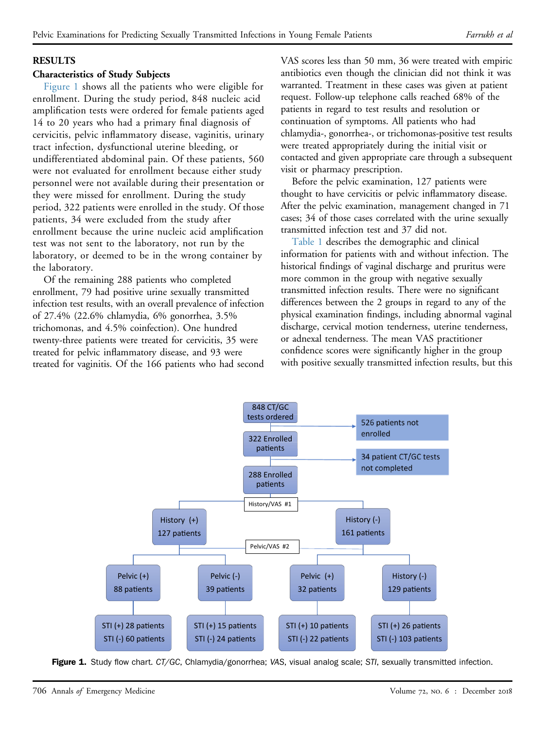## RESULTS

### Characteristics of Study Subjects

Figure 1 shows all the patients who were eligible for enrollment. During the study period, 848 nucleic acid amplification tests were ordered for female patients aged 14 to 20 years who had a primary final diagnosis of cervicitis, pelvic inflammatory disease, vaginitis, urinary tract infection, dysfunctional uterine bleeding, or undifferentiated abdominal pain. Of these patients, 560 were not evaluated for enrollment because either study personnel were not available during their presentation or they were missed for enrollment. During the study period, 322 patients were enrolled in the study. Of those patients, 34 were excluded from the study after enrollment because the urine nucleic acid amplification test was not sent to the laboratory, not run by the laboratory, or deemed to be in the wrong container by the laboratory.

Of the remaining 288 patients who completed enrollment, 79 had positive urine sexually transmitted infection test results, with an overall prevalence of infection of 27.4% (22.6% chlamydia, 6% gonorrhea, 3.5% trichomonas, and 4.5% coinfection). One hundred twenty-three patients were treated for cervicitis, 35 were treated for pelvic inflammatory disease, and 93 were treated for vaginitis. Of the 166 patients who had second VAS scores less than 50 mm, 36 were treated with empiric antibiotics even though the clinician did not think it was warranted. Treatment in these cases was given at patient request. Follow-up telephone calls reached 68% of the patients in regard to test results and resolution or continuation of symptoms. All patients who had chlamydia-, gonorrhea-, or trichomonas-positive test results were treated appropriately during the initial visit or contacted and given appropriate care through a subsequent visit or pharmacy prescription.

Before the pelvic examination, 127 patients were thought to have cervicitis or pelvic inflammatory disease. After the pelvic examination, management changed in 71 cases; 34 of those cases correlated with the urine sexually transmitted infection test and 37 did not.

Table 1 describes the demographic and clinical information for patients with and without infection. The historical findings of vaginal discharge and pruritus were more common in the group with negative sexually transmitted infection results. There were no significant differences between the 2 groups in regard to any of the physical examination findings, including abnormal vaginal discharge, cervical motion tenderness, uterine tenderness, or adnexal tenderness. The mean VAS practitioner confidence scores were significantly higher in the group with positive sexually transmitted infection results, but this

848 CT/GC tests ordered → 526 patients not enrolled

322 Enrolled patients → 34 patient CT/GC tests not completed

288 Enrolled patients

History/VAS #1

History (+) 127 patients | History (-) 161 patients

Pelvic/VAS #2

Pelvic (+) 88 patients | Pelvic (-) 39 patients | Pelvic (+) 32 patients | History (-) 129 patients

STI (+) 28 patients, STI (-) 60 patients | STI (+) 15 patients, STI (-) 24 patients | STI (+) 10 patients, STI (-) 22 patients | STI (+) 26 patients, STI (-) 103 patients

**Figure 1.** Study flow chart. *CT/GC*, Chlamydia/gonorrhea; *VAS*, visual analog scale; *STI*, sexually transmitted infection.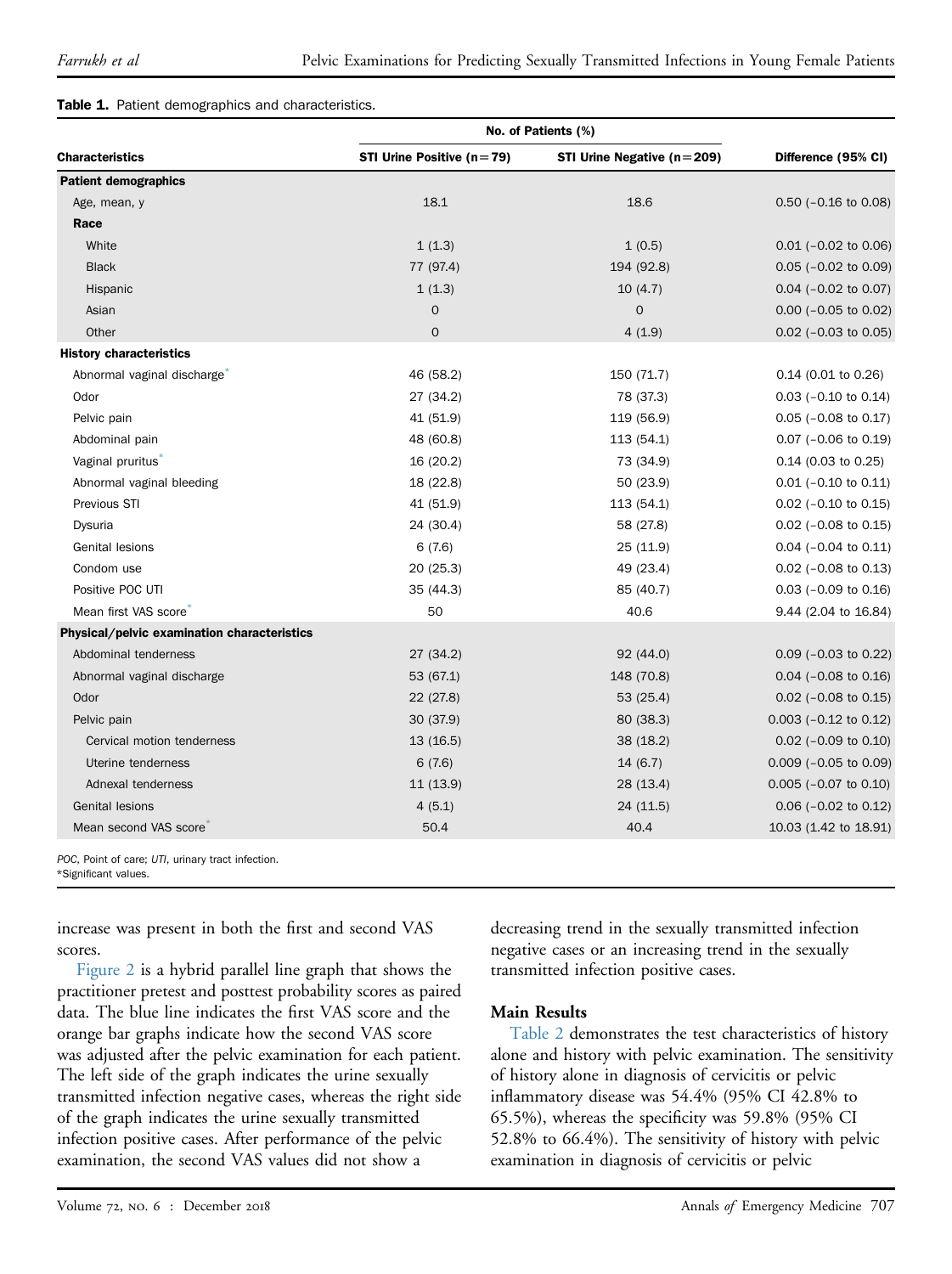**Table 1.** Patient demographics and characteristics.

| Characteristics | No. of Patients (%) | | Difference (95% CI) |
|---|---|---|---|
| | STI Urine Positive (n=79) | STI Urine Negative (n=209) | |
| **Patient demographics** | | | |
| Age, mean, y | 18.1 | 18.6 | 0.50 (−0.16 to 0.08) |
| **Race** | | | |
| White | 1 (1.3) | 1 (0.5) | 0.01 (−0.02 to 0.06) |
| Black | 77 (97.4) | 194 (92.8) | 0.05 (−0.02 to 0.09) |
| Hispanic | 1 (1.3) | 10 (4.7) | 0.04 (−0.02 to 0.07) |
| Asian | 0 | 0 | 0.00 (−0.05 to 0.02) |
| Other | 0 | 4 (1.9) | 0.02 (−0.03 to 0.05) |
| **History characteristics** | | | |
| Abnormal vaginal discharge* | 46 (58.2) | 150 (71.7) | 0.14 (0.01 to 0.26) |
| Odor | 27 (34.2) | 78 (37.3) | 0.03 (−0.10 to 0.14) |
| Pelvic pain | 41 (51.9) | 119 (56.9) | 0.05 (−0.08 to 0.17) |
| Abdominal pain | 48 (60.8) | 113 (54.1) | 0.07 (−0.06 to 0.19) |
| Vaginal pruritus* | 16 (20.2) | 73 (34.9) | 0.14 (0.03 to 0.25) |
| Abnormal vaginal bleeding | 18 (22.8) | 50 (23.9) | 0.01 (−0.10 to 0.11) |
| Previous STI | 41 (51.9) | 113 (54.1) | 0.02 (−0.10 to 0.15) |
| Dysuria | 24 (30.4) | 58 (27.8) | 0.02 (−0.08 to 0.15) |
| Genital lesions | 6 (7.6) | 25 (11.9) | 0.04 (−0.04 to 0.11) |
| Condom use | 20 (25.3) | 49 (23.4) | 0.02 (−0.08 to 0.13) |
| Positive POC UTI | 35 (44.3) | 85 (40.7) | 0.03 (−0.09 to 0.16) |
| Mean first VAS score* | 50 | 40.6 | 9.44 (2.04 to 16.84) |
| **Physical/pelvic examination characteristics** | | | |
| Abdominal tenderness | 27 (34.2) | 92 (44.0) | 0.09 (−0.03 to 0.22) |
| Abnormal vaginal discharge | 53 (67.1) | 148 (70.8) | 0.04 (−0.08 to 0.16) |
| Odor | 22 (27.8) | 53 (25.4) | 0.02 (−0.08 to 0.15) |
| Pelvic pain | 30 (37.9) | 80 (38.3) | 0.003 (−0.12 to 0.12) |
| Cervical motion tenderness | 13 (16.5) | 38 (18.2) | 0.02 (−0.09 to 0.10) |
| Uterine tenderness | 6 (7.6) | 14 (6.7) | 0.009 (−0.05 to 0.09) |
| Adnexal tenderness | 11 (13.9) | 28 (13.4) | 0.005 (−0.07 to 0.10) |
| Genital lesions | 4 (5.1) | 24 (11.5) | 0.06 (−0.02 to 0.12) |
| Mean second VAS score* | 50.4 | 40.4 | 10.03 (1.42 to 18.91) |

*POC*, Point of care; *UTI*, urinary tract infection.
*Significant values.

increase was present in both the first and second VAS scores.

Figure 2 is a hybrid parallel line graph that shows the practitioner pretest and posttest probability scores as paired data. The blue line indicates the first VAS score and the orange bar graphs indicate how the second VAS score was adjusted after the pelvic examination for each patient. The left side of the graph indicates the urine sexually transmitted infection negative cases, whereas the right side of the graph indicates the urine sexually transmitted infection positive cases. After performance of the pelvic examination, the second VAS values did not show a decreasing trend in the sexually transmitted infection negative cases or an increasing trend in the sexually transmitted infection positive cases.

### Main Results

Table 2 demonstrates the test characteristics of history alone and history with pelvic examination. The sensitivity of history alone in diagnosis of cervicitis or pelvic inflammatory disease was 54.4% (95% CI 42.8% to 65.5%), whereas the specificity was 59.8% (95% CI 52.8% to 66.4%). The sensitivity of history with pelvic examination in diagnosis of cervicitis or pelvic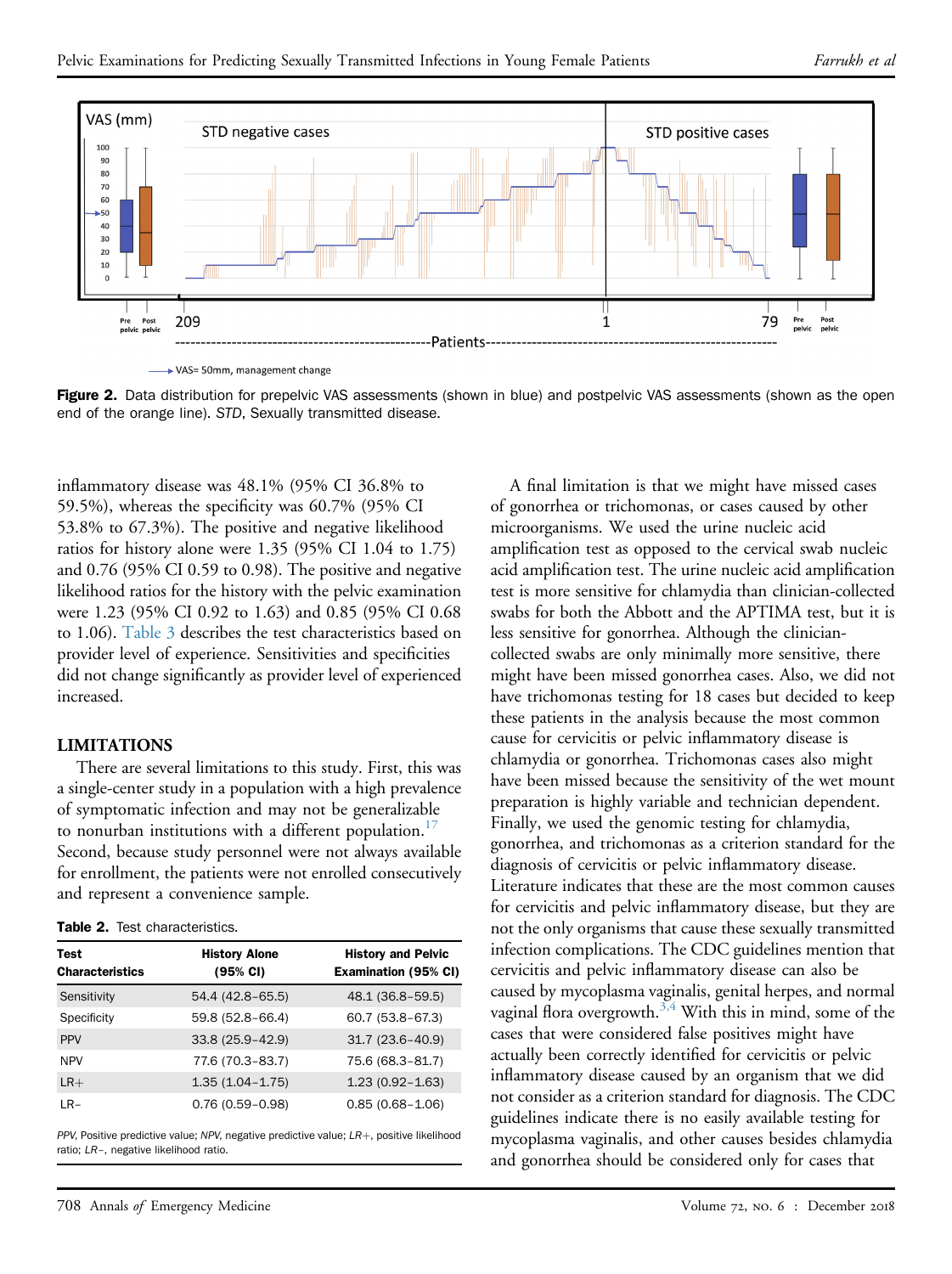Figure 2. Data distribution for prepelvic VAS assessments (shown in blue) and postpelvic VAS assessments (shown as the open end of the orange line). *STD*, Sexually transmitted disease.

inflammatory disease was 48.1% (95% CI 36.8% to 59.5%), whereas the specificity was 60.7% (95% CI 53.8% to 67.3%). The positive and negative likelihood ratios for history alone were 1.35 (95% CI 1.04 to 1.75) and 0.76 (95% CI 0.59 to 0.98). The positive and negative likelihood ratios for the history with the pelvic examination were 1.23 (95% CI 0.92 to 1.63) and 0.85 (95% CI 0.68 to 1.06). Table 3 describes the test characteristics based on provider level of experience. Sensitivities and specificities did not change significantly as provider level of experienced increased.

## LIMITATIONS

There are several limitations to this study. First, this was a single-center study in a population with a high prevalence of symptomatic infection and may not be generalizable to nonurban institutions with a different population.[17] Second, because study personnel were not always available for enrollment, the patients were not enrolled consecutively and represent a convenience sample.

**Table 2.** Test characteristics.

| Test Characteristics | History Alone (95% CI) | History and Pelvic Examination (95% CI) |
|---|---|---|
| Sensitivity | 54.4 (42.8–65.5) | 48.1 (36.8–59.5) |
| Specificity | 59.8 (52.8–66.4) | 60.7 (53.8–67.3) |
| PPV | 33.8 (25.9–42.9) | 31.7 (23.6–40.9) |
| NPV | 77.6 (70.3–83.7) | 75.6 (68.3–81.7) |
| LR+ | 1.35 (1.04–1.75) | 1.23 (0.92–1.63) |
| LR− | 0.76 (0.59–0.98) | 0.85 (0.68–1.06) |

*PPV*, Positive predictive value; *NPV*, negative predictive value; *LR+*, positive likelihood ratio; *LR−*, negative likelihood ratio.

A final limitation is that we might have missed cases of gonorrhea or trichomonas, or cases caused by other microorganisms. We used the urine nucleic acid amplification test as opposed to the cervical swab nucleic acid amplification test. The urine nucleic acid amplification test is more sensitive for chlamydia than clinician-collected swabs for both the Abbott and the APTIMA test, but it is less sensitive for gonorrhea. Although the clinician-collected swabs are only minimally more sensitive, there might have been missed gonorrhea cases. Also, we did not have trichomonas testing for 18 cases but decided to keep these patients in the analysis because the most common cause for cervicitis or pelvic inflammatory disease is chlamydia or gonorrhea. Trichomonas cases also might have been missed because the sensitivity of the wet mount preparation is highly variable and technician dependent. Finally, we used the genomic testing for chlamydia, gonorrhea, and trichomonas as a criterion standard for the diagnosis of cervicitis or pelvic inflammatory disease. Literature indicates that these are the most common causes for cervicitis and pelvic inflammatory disease, but they are not the only organisms that cause these sexually transmitted infection complications. The CDC guidelines mention that cervicitis and pelvic inflammatory disease can also be caused by mycoplasma vaginalis, genital herpes, and normal vaginal flora overgrowth.[3,4] With this in mind, some of the cases that were considered false positives might have actually been correctly identified for cervicitis or pelvic inflammatory disease caused by an organism that we did not consider as a criterion standard for diagnosis. The CDC guidelines indicate there is no easily available testing for mycoplasma vaginalis, and other causes besides chlamydia and gonorrhea should be considered only for cases that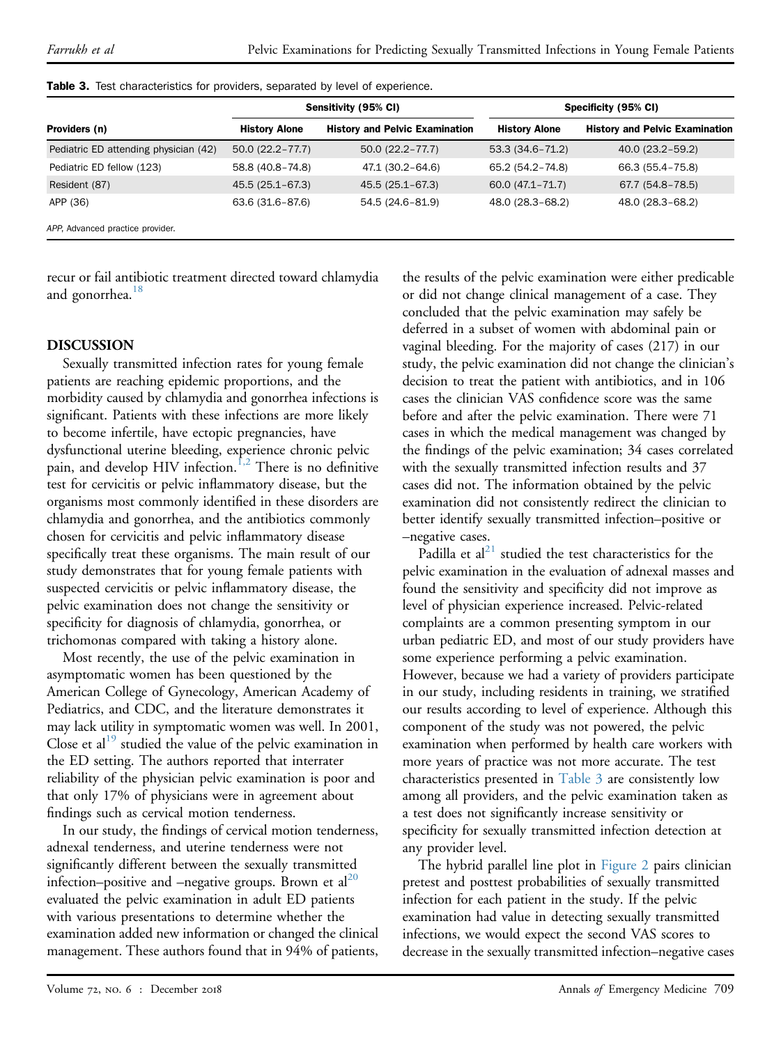**Table 3.** Test characteristics for providers, separated by level of experience.

| Providers (n) | Sensitivity (95% CI) | | Specificity (95% CI) | |
|---|---|---|---|---|
| | History Alone | History and Pelvic Examination | History Alone | History and Pelvic Examination |
| Pediatric ED attending physician (42) | 50.0 (22.2–77.7) | 50.0 (22.2–77.7) | 53.3 (34.6–71.2) | 40.0 (23.2–59.2) |
| Pediatric ED fellow (123) | 58.8 (40.8–74.8) | 47.1 (30.2–64.6) | 65.2 (54.2–74.8) | 66.3 (55.4–75.8) |
| Resident (87) | 45.5 (25.1–67.3) | 45.5 (25.1–67.3) | 60.0 (47.1–71.7) | 67.7 (54.8–78.5) |
| APP (36) | 63.6 (31.6–87.6) | 54.5 (24.6–81.9) | 48.0 (28.3–68.2) | 48.0 (28.3–68.2) |

*APP*, Advanced practice provider.

recur or fail antibiotic treatment directed toward chlamydia and gonorrhea.[18]

## DISCUSSION

Sexually transmitted infection rates for young female patients are reaching epidemic proportions, and the morbidity caused by chlamydia and gonorrhea infections is significant. Patients with these infections are more likely to become infertile, have ectopic pregnancies, have dysfunctional uterine bleeding, experience chronic pelvic pain, and develop HIV infection.[1,2] There is no definitive test for cervicitis or pelvic inflammatory disease, but the organisms most commonly identified in these disorders are chlamydia and gonorrhea, and the antibiotics commonly chosen for cervicitis and pelvic inflammatory disease specifically treat these organisms. The main result of our study demonstrates that for young female patients with suspected cervicitis or pelvic inflammatory disease, the pelvic examination does not change the sensitivity or specificity for diagnosis of chlamydia, gonorrhea, or trichomonas compared with taking a history alone.

Most recently, the use of the pelvic examination in asymptomatic women has been questioned by the American College of Gynecology, American Academy of Pediatrics, and CDC, and the literature demonstrates it may lack utility in symptomatic women was well. In 2001, Close et al[19] studied the value of the pelvic examination in the ED setting. The authors reported that interrater reliability of the physician pelvic examination is poor and that only 17% of physicians were in agreement about findings such as cervical motion tenderness.

In our study, the findings of cervical motion tenderness, adnexal tenderness, and uterine tenderness were not significantly different between the sexually transmitted infection–positive and –negative groups. Brown et al[20] evaluated the pelvic examination in adult ED patients with various presentations to determine whether the examination added new information or changed the clinical management. These authors found that in 94% of patients, the results of the pelvic examination were either predicable or did not change clinical management of a case. They concluded that the pelvic examination may safely be deferred in a subset of women with abdominal pain or vaginal bleeding. For the majority of cases (217) in our study, the pelvic examination did not change the clinician's decision to treat the patient with antibiotics, and in 106 cases the clinician VAS confidence score was the same before and after the pelvic examination. There were 71 cases in which the medical management was changed by the findings of the pelvic examination; 34 cases correlated with the sexually transmitted infection results and 37 cases did not. The information obtained by the pelvic examination did not consistently redirect the clinician to better identify sexually transmitted infection–positive or –negative cases.

Padilla et al[21] studied the test characteristics for the pelvic examination in the evaluation of adnexal masses and found the sensitivity and specificity did not improve as level of physician experience increased. Pelvic-related complaints are a common presenting symptom in our urban pediatric ED, and most of our study providers have some experience performing a pelvic examination. However, because we had a variety of providers participate in our study, including residents in training, we stratified our results according to level of experience. Although this component of the study was not powered, the pelvic examination when performed by health care workers with more years of practice was not more accurate. The test characteristics presented in Table 3 are consistently low among all providers, and the pelvic examination taken as a test does not significantly increase sensitivity or specificity for sexually transmitted infection detection at any provider level.

The hybrid parallel line plot in Figure 2 pairs clinician pretest and posttest probabilities of sexually transmitted infection for each patient in the study. If the pelvic examination had value in detecting sexually transmitted infections, we would expect the second VAS scores to decrease in the sexually transmitted infection–negative cases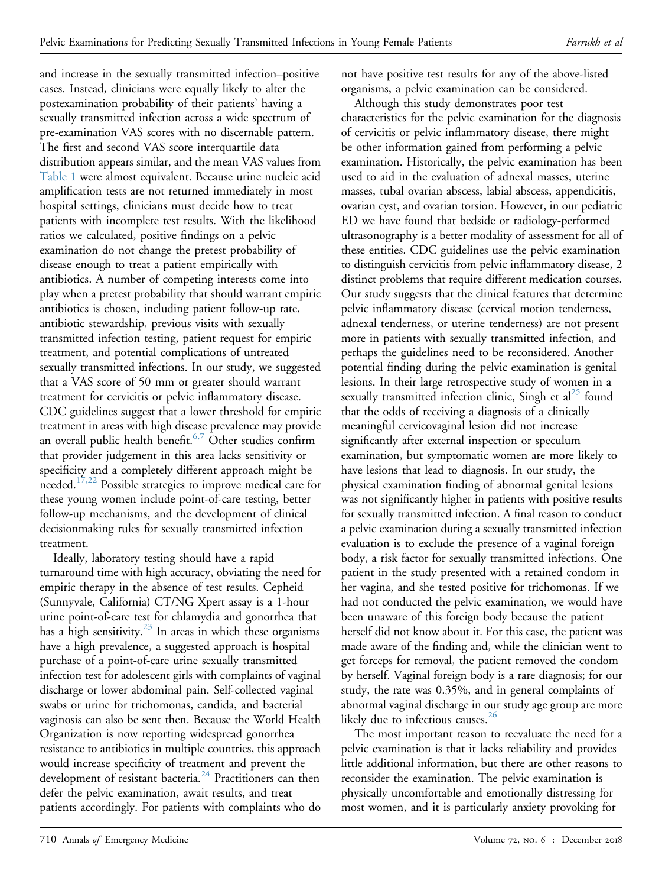and increase in the sexually transmitted infection–positive cases. Instead, clinicians were equally likely to alter the postexamination probability of their patients' having a sexually transmitted infection across a wide spectrum of pre-examination VAS scores with no discernable pattern. The first and second VAS score interquartile data distribution appears similar, and the mean VAS values from Table 1 were almost equivalent. Because urine nucleic acid amplification tests are not returned immediately in most hospital settings, clinicians must decide how to treat patients with incomplete test results. With the likelihood ratios we calculated, positive findings on a pelvic examination do not change the pretest probability of disease enough to treat a patient empirically with antibiotics. A number of competing interests come into play when a pretest probability that should warrant empiric antibiotics is chosen, including patient follow-up rate, antibiotic stewardship, previous visits with sexually transmitted infection testing, patient request for empiric treatment, and potential complications of untreated sexually transmitted infections. In our study, we suggested that a VAS score of 50 mm or greater should warrant treatment for cervicitis or pelvic inflammatory disease. CDC guidelines suggest that a lower threshold for empiric treatment in areas with high disease prevalence may provide an overall public health benefit.[6,7] Other studies confirm that provider judgement in this area lacks sensitivity or specificity and a completely different approach might be needed.[17,22] Possible strategies to improve medical care for these young women include point-of-care testing, better follow-up mechanisms, and the development of clinical decisionmaking rules for sexually transmitted infection treatment.

Ideally, laboratory testing should have a rapid turnaround time with high accuracy, obviating the need for empiric therapy in the absence of test results. Cepheid (Sunnyvale, California) CT/NG Xpert assay is a 1-hour urine point-of-care test for chlamydia and gonorrhea that has a high sensitivity.[23] In areas in which these organisms have a high prevalence, a suggested approach is hospital purchase of a point-of-care urine sexually transmitted infection test for adolescent girls with complaints of vaginal discharge or lower abdominal pain. Self-collected vaginal swabs or urine for trichomonas, candida, and bacterial vaginosis can also be sent then. Because the World Health Organization is now reporting widespread gonorrhea resistance to antibiotics in multiple countries, this approach would increase specificity of treatment and prevent the development of resistant bacteria.[24] Practitioners can then defer the pelvic examination, await results, and treat patients accordingly. For patients with complaints who do not have positive test results for any of the above-listed organisms, a pelvic examination can be considered.

Although this study demonstrates poor test characteristics for the pelvic examination for the diagnosis of cervicitis or pelvic inflammatory disease, there might be other information gained from performing a pelvic examination. Historically, the pelvic examination has been used to aid in the evaluation of adnexal masses, uterine masses, tubal ovarian abscess, labial abscess, appendicitis, ovarian cyst, and ovarian torsion. However, in our pediatric ED we have found that bedside or radiology-performed ultrasonography is a better modality of assessment for all of these entities. CDC guidelines use the pelvic examination to distinguish cervicitis from pelvic inflammatory disease, 2 distinct problems that require different medication courses. Our study suggests that the clinical features that determine pelvic inflammatory disease (cervical motion tenderness, adnexal tenderness, or uterine tenderness) are not present more in patients with sexually transmitted infection, and perhaps the guidelines need to be reconsidered. Another potential finding during the pelvic examination is genital lesions. In their large retrospective study of women in a sexually transmitted infection clinic, Singh et al[25] found that the odds of receiving a diagnosis of a clinically meaningful cervicovaginal lesion did not increase significantly after external inspection or speculum examination, but symptomatic women are more likely to have lesions that lead to diagnosis. In our study, the physical examination finding of abnormal genital lesions was not significantly higher in patients with positive results for sexually transmitted infection. A final reason to conduct a pelvic examination during a sexually transmitted infection evaluation is to exclude the presence of a vaginal foreign body, a risk factor for sexually transmitted infections. One patient in the study presented with a retained condom in her vagina, and she tested positive for trichomonas. If we had not conducted the pelvic examination, we would have been unaware of this foreign body because the patient herself did not know about it. For this case, the patient was made aware of the finding and, while the clinician went to get forceps for removal, the patient removed the condom by herself. Vaginal foreign body is a rare diagnosis; for our study, the rate was 0.35%, and in general complaints of abnormal vaginal discharge in our study age group are more likely due to infectious causes.[26]

The most important reason to reevaluate the need for a pelvic examination is that it lacks reliability and provides little additional information, but there are other reasons to reconsider the examination. The pelvic examination is physically uncomfortable and emotionally distressing for most women, and it is particularly anxiety provoking for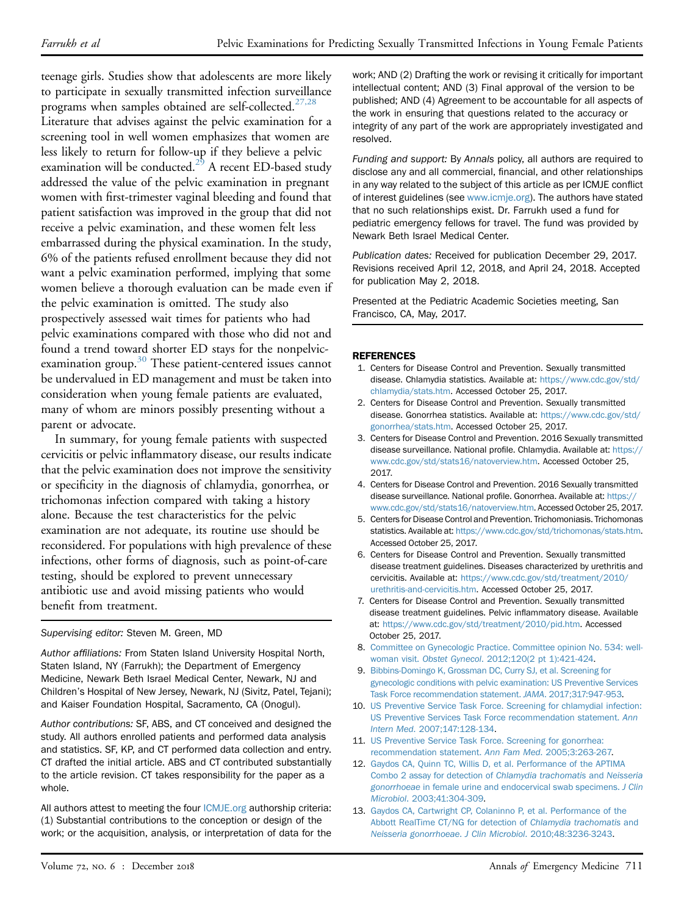teenage girls. Studies show that adolescents are more likely to participate in sexually transmitted infection surveillance programs when samples obtained are self-collected.[27,28] Literature that advises against the pelvic examination for a screening tool in well women emphasizes that women are less likely to return for follow-up if they believe a pelvic examination will be conducted.[29] A recent ED-based study addressed the value of the pelvic examination in pregnant women with first-trimester vaginal bleeding and found that patient satisfaction was improved in the group that did not receive a pelvic examination, and these women felt less embarrassed during the physical examination. In the study, 6% of the patients refused enrollment because they did not want a pelvic examination performed, implying that some women believe a thorough evaluation can be made even if the pelvic examination is omitted. The study also prospectively assessed wait times for patients who had pelvic examinations compared with those who did not and found a trend toward shorter ED stays for the nonpelvic-examination group.[30] These patient-centered issues cannot be undervalued in ED management and must be taken into consideration when young female patients are evaluated, many of whom are minors possibly presenting without a parent or advocate.

In summary, for young female patients with suspected cervicitis or pelvic inflammatory disease, our results indicate that the pelvic examination does not improve the sensitivity or specificity in the diagnosis of chlamydia, gonorrhea, or trichomonas infection compared with taking a history alone. Because the test characteristics for the pelvic examination are not adequate, its routine use should be reconsidered. For populations with high prevalence of these infections, other forms of diagnosis, such as point-of-care testing, should be explored to prevent unnecessary antibiotic use and avoid missing patients who would benefit from treatment.

*Supervising editor:* Steven M. Green, MD

*Author affiliations:* From Staten Island University Hospital North, Staten Island, NY (Farrukh); the Department of Emergency Medicine, Newark Beth Israel Medical Center, Newark, NJ and Children's Hospital of New Jersey, Newark, NJ (Sivitz, Patel, Tejani); and Kaiser Foundation Hospital, Sacramento, CA (Onogul).

*Author contributions:* SF, ABS, and CT conceived and designed the study. All authors enrolled patients and performed data analysis and statistics. SF, KP, and CT performed data collection and entry. CT drafted the initial article. ABS and CT contributed substantially to the article revision. CT takes responsibility for the paper as a whole.

All authors attest to meeting the four ICMJE.org authorship criteria: (1) Substantial contributions to the conception or design of the work; or the acquisition, analysis, or interpretation of data for the work; AND (2) Drafting the work or revising it critically for important intellectual content; AND (3) Final approval of the version to be published; AND (4) Agreement to be accountable for all aspects of the work in ensuring that questions related to the accuracy or integrity of any part of the work are appropriately investigated and resolved.

*Funding and support:* By *Annals* policy, all authors are required to disclose any and all commercial, financial, and other relationships in any way related to the subject of this article as per ICMJE conflict of interest guidelines (see www.icmje.org). The authors have stated that no such relationships exist. Dr. Farrukh used a fund for pediatric emergency fellows for travel. The fund was provided by Newark Beth Israel Medical Center.

*Publication dates:* Received for publication December 29, 2017. Revisions received April 12, 2018, and April 24, 2018. Accepted for publication May 2, 2018.

Presented at the Pediatric Academic Societies meeting, San Francisco, CA, May, 2017.

## REFERENCES

1. Centers for Disease Control and Prevention. Sexually transmitted disease. Chlamydia statistics. Available at: https://www.cdc.gov/std/chlamydia/stats.htm. Accessed October 25, 2017.
2. Centers for Disease Control and Prevention. Sexually transmitted disease. Gonorrhea statistics. Available at: https://www.cdc.gov/std/gonorrhea/stats.htm. Accessed October 25, 2017.
3. Centers for Disease Control and Prevention. 2016 Sexually transmitted disease surveillance. National profile. Chlamydia. Available at: https://www.cdc.gov/std/stats16/natoverview.htm. Accessed October 25, 2017.
4. Centers for Disease Control and Prevention. 2016 Sexually transmitted disease surveillance. National profile. Gonorrhea. Available at: https://www.cdc.gov/std/stats16/natoverview.htm. Accessed October 25, 2017.
5. Centers for Disease Control and Prevention. Trichomoniasis. Trichomonas statistics. Available at: https://www.cdc.gov/std/trichomonas/stats.htm. Accessed October 25, 2017.
6. Centers for Disease Control and Prevention. Sexually transmitted disease treatment guidelines. Diseases characterized by urethritis and cervicitis. Available at: https://www.cdc.gov/std/treatment/2010/urethritis-and-cervicitis.htm. Accessed October 25, 2017.
7. Centers for Disease Control and Prevention. Sexually transmitted disease treatment guidelines. Pelvic inflammatory disease. Available at: https://www.cdc.gov/std/treatment/2010/pid.htm. Accessed October 25, 2017.
8. Committee on Gynecologic Practice. Committee opinion No. 534: well-woman visit. *Obstet Gynecol*. 2012;120(2 pt 1):421-424.
9. Bibbins-Domingo K, Grossman DC, Curry SJ, et al. Screening for gynecologic conditions with pelvic examination: US Preventive Services Task Force recommendation statement. *JAMA*. 2017;317:947-953.
10. US Preventive Service Task Force. Screening for chlamydial infection: US Preventive Services Task Force recommendation statement. *Ann Intern Med*. 2007;147:128-134.
11. US Preventive Service Task Force. Screening for gonorrhea: recommendation statement. *Ann Fam Med*. 2005;3:263-267.
12. Gaydos CA, Quinn TC, Willis D, et al. Performance of the APTIMA Combo 2 assay for detection of *Chlamydia trachomatis* and *Neisseria gonorrhoeae* in female urine and endocervical swab specimens. *J Clin Microbiol*. 2003;41:304-309.
13. Gaydos CA, Cartwright CP, Colaninno P, et al. Performance of the Abbott RealTime CT/NG for detection of *Chlamydia trachomatis* and *Neisseria gonorrhoeae*. *J Clin Microbiol*. 2010;48:3236-3243.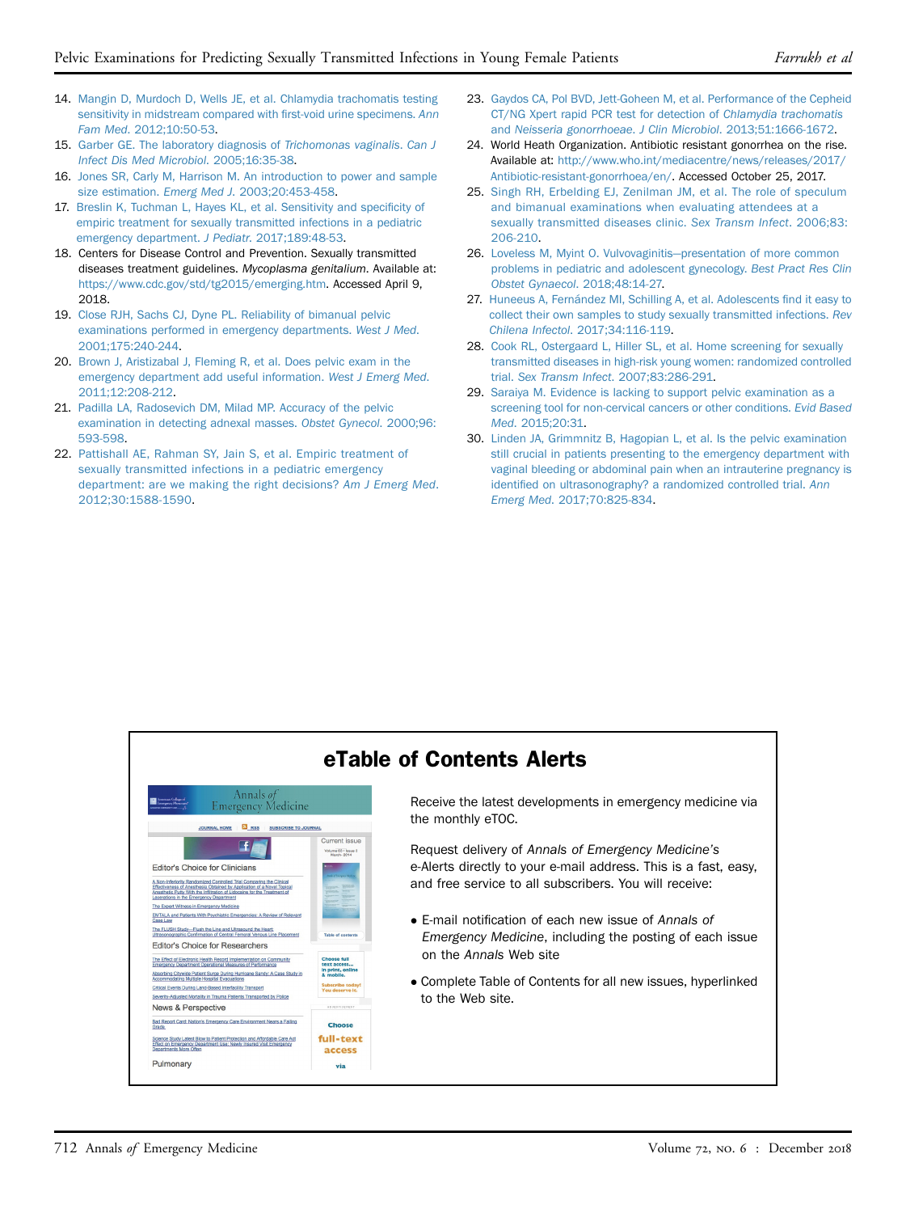14. Mangin D, Murdoch D, Wells JE, et al. Chlamydia trachomatis testing sensitivity in midstream compared with first-void urine specimens. *Ann Fam Med*. 2012;10:50-53.
15. Garber GE. The laboratory diagnosis of *Trichomonas vaginalis*. *Can J Infect Dis Med Microbiol*. 2005;16:35-38.
16. Jones SR, Carly M, Harrison M. An introduction to power and sample size estimation. *Emerg Med J*. 2003;20:453-458.
17. Breslin K, Tuchman L, Hayes KL, et al. Sensitivity and specificity of empiric treatment for sexually transmitted infections in a pediatric emergency department. *J Pediatr*. 2017;189:48-53.
18. Centers for Disease Control and Prevention. Sexually transmitted diseases treatment guidelines. *Mycoplasma genitalium*. Available at: https://www.cdc.gov/std/tg2015/emerging.htm. Accessed April 9, 2018.
19. Close RJH, Sachs CJ, Dyne PL. Reliability of bimanual pelvic examinations performed in emergency departments. *West J Med*. 2001;175:240-244.
20. Brown J, Aristizabal J, Fleming R, et al. Does pelvic exam in the emergency department add useful information. *West J Emerg Med*. 2011;12:208-212.
21. Padilla LA, Radosevich DM, Milad MP. Accuracy of the pelvic examination in detecting adnexal masses. *Obstet Gynecol*. 2000;96:593-598.
22. Pattishall AE, Rahman SY, Jain S, et al. Empiric treatment of sexually transmitted infections in a pediatric emergency department: are we making the right decisions? *Am J Emerg Med*. 2012;30:1588-1590.
23. Gaydos CA, Pol BVD, Jett-Goheen M, et al. Performance of the Cepheid CT/NG Xpert rapid PCR test for detection of *Chlamydia trachomatis* and *Neisseria gonorrhoeae*. *J Clin Microbiol*. 2013;51:1666-1672.
24. World Heath Organization. Antibiotic resistant gonorrhea on the rise. Available at: http://www.who.int/mediacentre/news/releases/2017/Antibiotic-resistant-gonorrhoea/en/. Accessed October 25, 2017.
25. Singh RH, Erbelding EJ, Zenilman JM, et al. The role of speculum and bimanual examinations when evaluating attendees at a sexually transmitted diseases clinic. *Sex Transm Infect*. 2006;83:206-210.
26. Loveless M, Myint O. Vulvovaginitis—presentation of more common problems in pediatric and adolescent gynecology. *Best Pract Res Clin Obstet Gynaecol*. 2018;48:14-27.
27. Huneeus A, Fernández MI, Schilling A, et al. Adolescents find it easy to collect their own samples to study sexually transmitted infections. *Rev Chilena Infectol*. 2017;34:116-119.
28. Cook RL, Ostergaard L, Hiller SL, et al. Home screening for sexually transmitted diseases in high-risk young women: randomized controlled trial. *Sex Transm Infect*. 2007;83:286-291.
29. Saraiya M. Evidence is lacking to support pelvic examination as a screening tool for non-cervical cancers or other conditions. *Evid Based Med*. 2015;20:31.
30. Linden JA, Grimmnitz B, Hagopian L, et al. Is the pelvic examination still crucial in patients presenting to the emergency department with vaginal bleeding or abdominal pain when an intrauterine pregnancy is identified on ultrasonography? a randomized controlled trial. *Ann Emerg Med*. 2017;70:825-834.

## eTable of Contents Alerts

Receive the latest developments in emergency medicine via the monthly eTOC.

Request delivery of *Annals of Emergency Medicine's* e-Alerts directly to your e-mail address. This is a fast, easy, and free service to all subscribers. You will receive:

- E-mail notification of each new issue of *Annals of Emergency Medicine*, including the posting of each issue on the *Annals* Web site
- Complete Table of Contents for all new issues, hyperlinked to the Web site.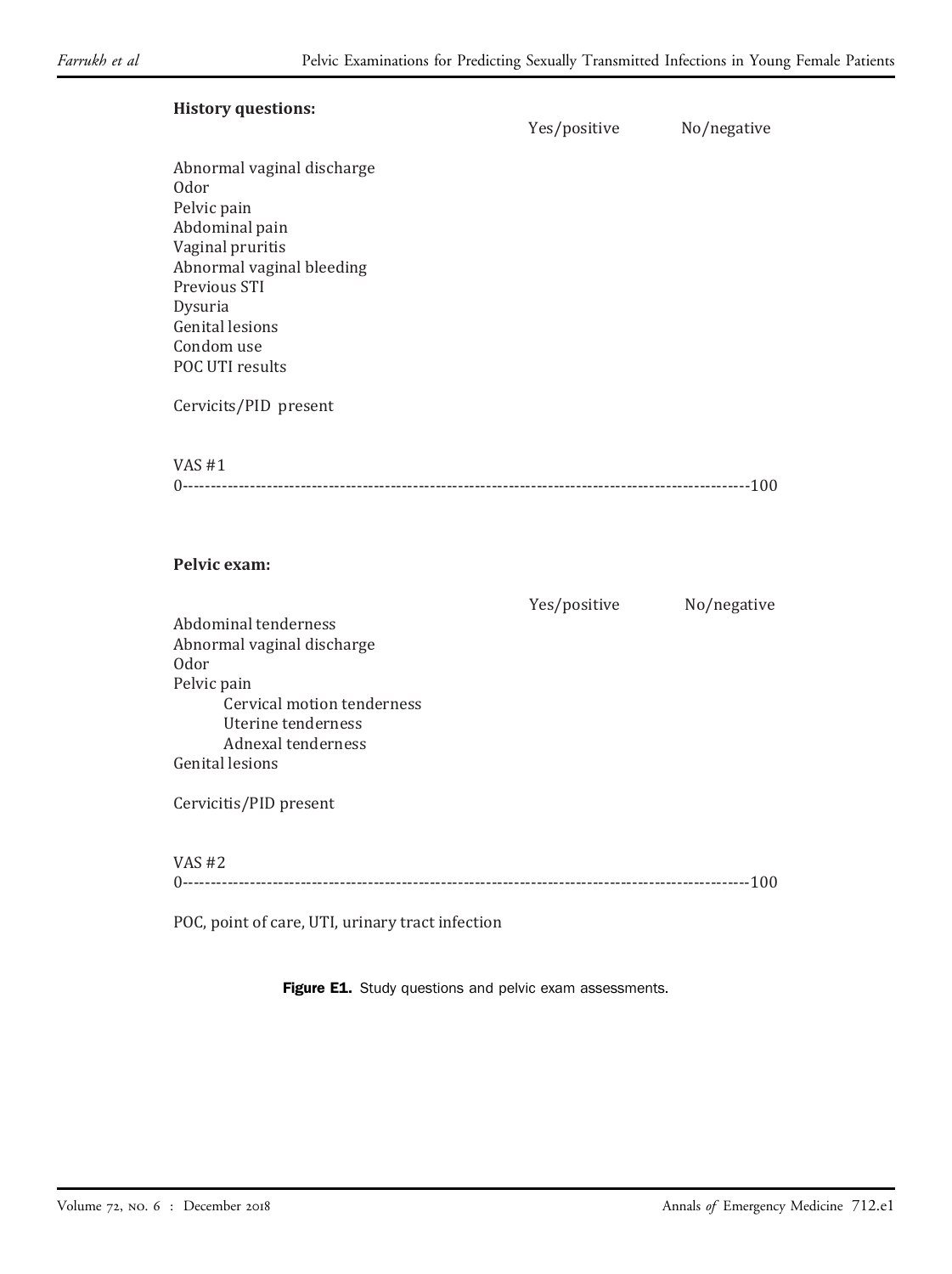**History questions:**

| | Yes/positive | No/negative |
|---|---|---|
| Abnormal vaginal discharge | | |
| Odor | | |
| Pelvic pain | | |
| Abdominal pain | | |
| Vaginal pruritis | | |
| Abnormal vaginal bleeding | | |
| Previous STI | | |
| Dysuria | | |
| Genital lesions | | |
| Condom use | | |
| POC UTI results | | |
| Cervicits/PID present | | |

VAS #1

0-----------------------------------------------------------------------------------------------------100

**Pelvic exam:**

| | Yes/positive | No/negative |
|---|---|---|
| Abdominal tenderness | | |
| Abnormal vaginal discharge | | |
| Odor | | |
| Pelvic pain | | |
| Cervical motion tenderness | | |
| Uterine tenderness | | |
| Adnexal tenderness | | |
| Genital lesions | | |
| Cervicitis/PID present | | |

VAS #2

0-----------------------------------------------------------------------------------------------------100

POC, point of care, UTI, urinary tract infection

**Figure E1.** Study questions and pelvic exam assessments.